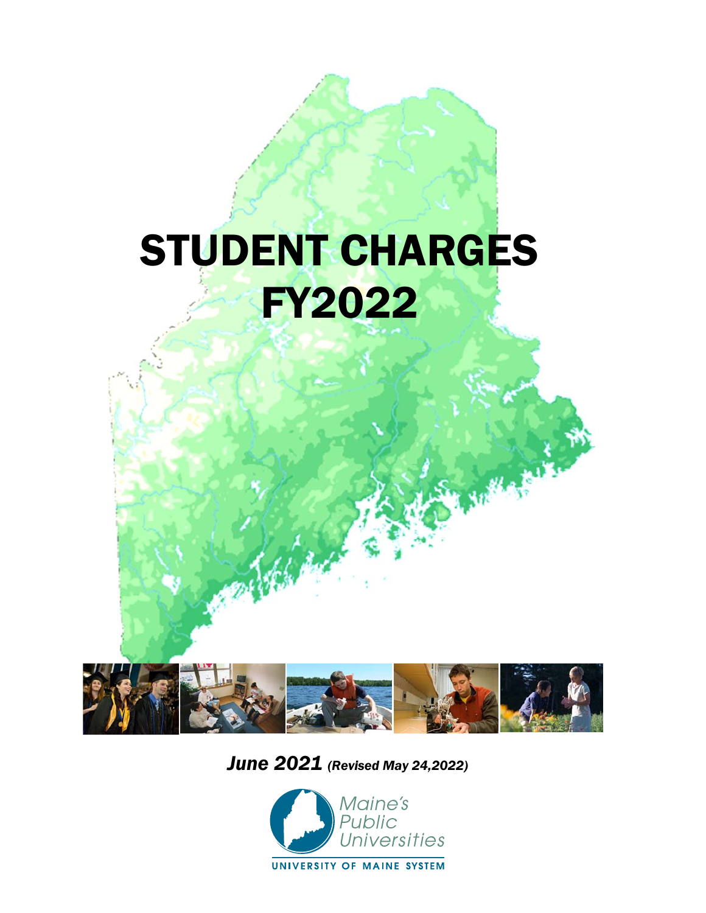# STUDENT CHARGES FY2022

***June 2021*** ***(Revised May 24,2022)***

Maine's Public Universities

UNIVERSITY OF MAINE SYSTEM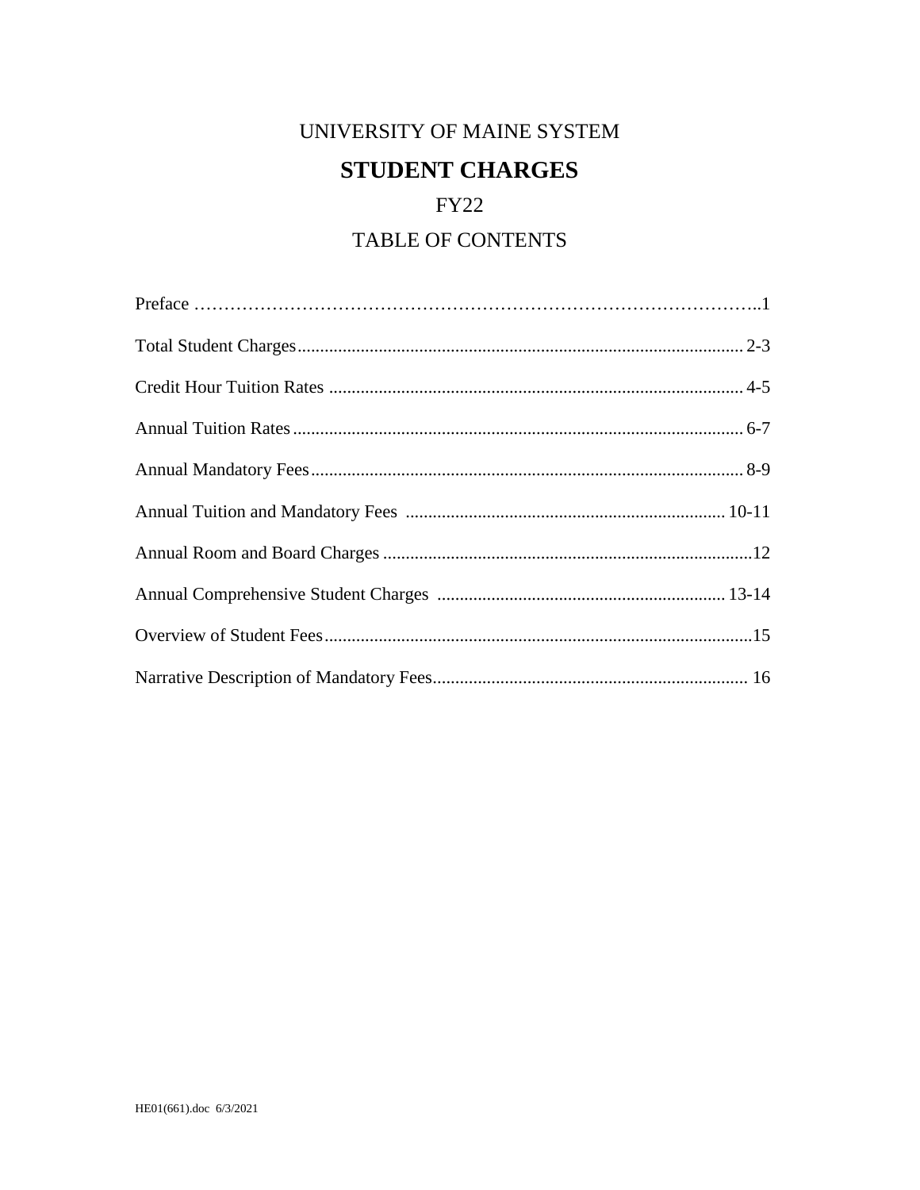# UNIVERSITY OF MAINE SYSTEM

## STUDENT CHARGES

## FY22

## TABLE OF CONTENTS

| Section | Page |
|---|---|
| Preface | 1 |
| Total Student Charges | 2-3 |
| Credit Hour Tuition Rates | 4-5 |
| Annual Tuition Rates | 6-7 |
| Annual Mandatory Fees | 8-9 |
| Annual Tuition and Mandatory Fees | 10-11 |
| Annual Room and Board Charges | 12 |
| Annual Comprehensive Student Charges | 13-14 |
| Overview of Student Fees | 15 |
| Narrative Description of Mandatory Fees | 16 |

HE01(661).doc 6/3/2021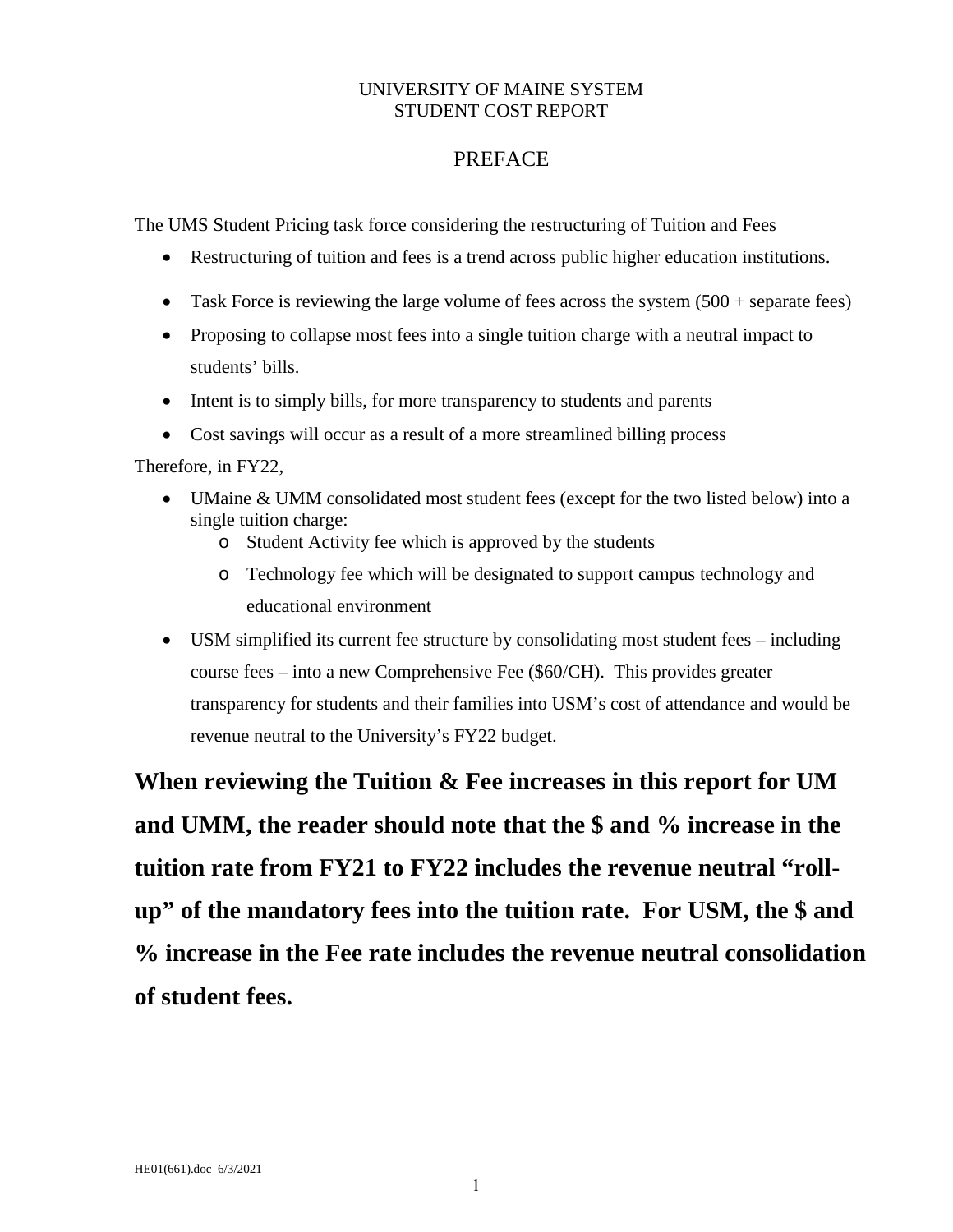UNIVERSITY OF MAINE SYSTEM
STUDENT COST REPORT

# PREFACE

The UMS Student Pricing task force considering the restructuring of Tuition and Fees

- Restructuring of tuition and fees is a trend across public higher education institutions.
- Task Force is reviewing the large volume of fees across the system (500 + separate fees)
- Proposing to collapse most fees into a single tuition charge with a neutral impact to students' bills.
- Intent is to simply bills, for more transparency to students and parents
- Cost savings will occur as a result of a more streamlined billing process

Therefore, in FY22,

- UMaine & UMM consolidated most student fees (except for the two listed below) into a single tuition charge:
  - Student Activity fee which is approved by the students
  - Technology fee which will be designated to support campus technology and educational environment
- USM simplified its current fee structure by consolidating most student fees – including course fees – into a new Comprehensive Fee ($60/CH). This provides greater transparency for students and their families into USM's cost of attendance and would be revenue neutral to the University's FY22 budget.

**When reviewing the Tuition & Fee increases in this report for UM and UMM, the reader should note that the $ and % increase in the tuition rate from FY21 to FY22 includes the revenue neutral "roll-up" of the mandatory fees into the tuition rate. For USM, the $ and % increase in the Fee rate includes the revenue neutral consolidation of student fees.**

HE01(661).doc 6/3/2021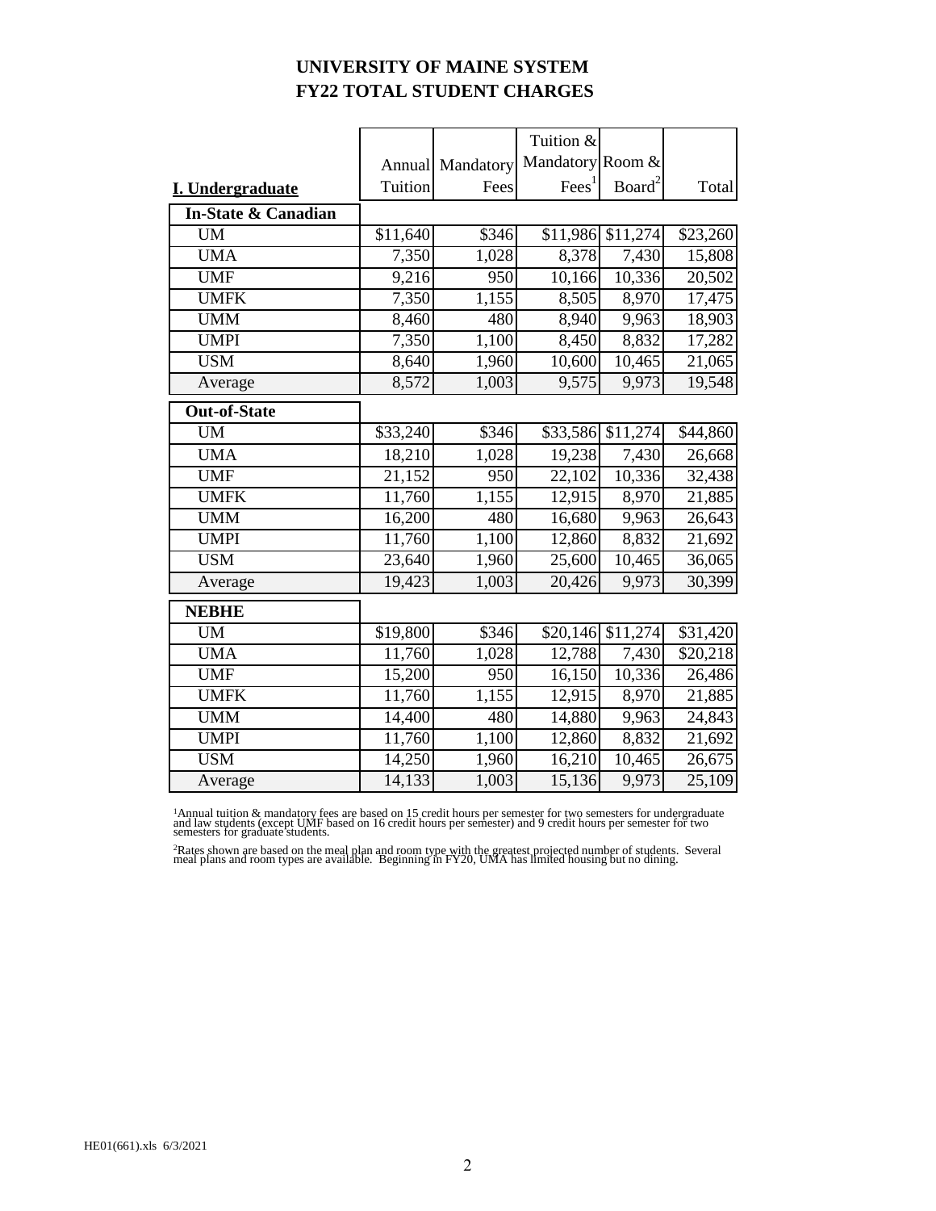# UNIVERSITY OF MAINE SYSTEM
# FY22 TOTAL STUDENT CHARGES

| I. Undergraduate | Annual Tuition | Mandatory Fees | Tuition & Mandatory Fees[1] | Room & Board[2] | Total |
|---|---|---|---|---|---|
| **In-State & Canadian** | | | | | |
| UM | $11,640 | $346 | $11,986 | $11,274 | $23,260 |
| UMA | 7,350 | 1,028 | 8,378 | 7,430 | 15,808 |
| UMF | 9,216 | 950 | 10,166 | 10,336 | 20,502 |
| UMFK | 7,350 | 1,155 | 8,505 | 8,970 | 17,475 |
| UMM | 8,460 | 480 | 8,940 | 9,963 | 18,903 |
| UMPI | 7,350 | 1,100 | 8,450 | 8,832 | 17,282 |
| USM | 8,640 | 1,960 | 10,600 | 10,465 | 21,065 |
| Average | 8,572 | 1,003 | 9,575 | 9,973 | 19,548 |
| **Out-of-State** | | | | | |
| UM | $33,240 | $346 | $33,586 | $11,274 | $44,860 |
| UMA | 18,210 | 1,028 | 19,238 | 7,430 | 26,668 |
| UMF | 21,152 | 950 | 22,102 | 10,336 | 32,438 |
| UMFK | 11,760 | 1,155 | 12,915 | 8,970 | 21,885 |
| UMM | 16,200 | 480 | 16,680 | 9,963 | 26,643 |
| UMPI | 11,760 | 1,100 | 12,860 | 8,832 | 21,692 |
| USM | 23,640 | 1,960 | 25,600 | 10,465 | 36,065 |
| Average | 19,423 | 1,003 | 20,426 | 9,973 | 30,399 |
| **NEBHE** | | | | | |
| UM | $19,800 | $346 | $20,146 | $11,274 | $31,420 |
| UMA | 11,760 | 1,028 | 12,788 | 7,430 | $20,218 |
| UMF | 15,200 | 950 | 16,150 | 10,336 | 26,486 |
| UMFK | 11,760 | 1,155 | 12,915 | 8,970 | 21,885 |
| UMM | 14,400 | 480 | 14,880 | 9,963 | 24,843 |
| UMPI | 11,760 | 1,100 | 12,860 | 8,832 | 21,692 |
| USM | 14,250 | 1,960 | 16,210 | 10,465 | 26,675 |
| Average | 14,133 | 1,003 | 15,136 | 9,973 | 25,109 |

[1]Annual tuition & mandatory fees are based on 15 credit hours per semester for two semesters for undergraduate and law students (except UMF based on 16 credit hours per semester) and 9 credit hours per semester for two semesters for graduate students.

[2]Rates shown are based on the meal plan and room type with the greatest projected number of students. Several meal plans and room types are available. Beginning in FY20, UMA has limited housing but no dining.

HE01(661).xls 6/3/2021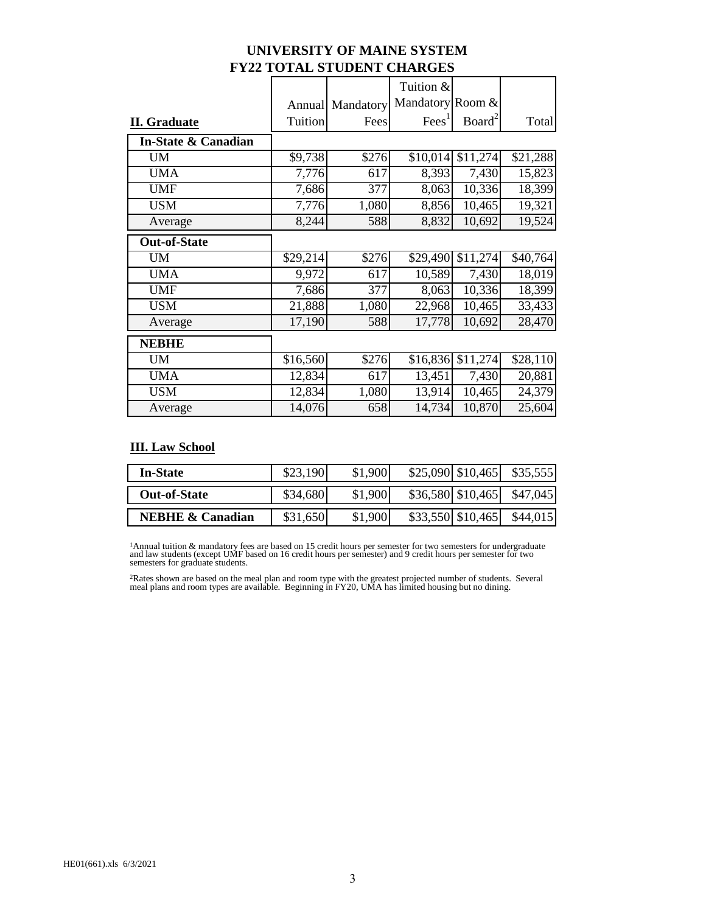# UNIVERSITY OF MAINE SYSTEM
## FY22 TOTAL STUDENT CHARGES

| **II. Graduate** | Annual Tuition | Mandatory Fees | Tuition & Mandatory Fees[1] | Room & Board[2] | Total |
|---|---|---|---|---|---|
| **In-State & Canadian** | | | | | |
| UM | $9,738 | $276 | $10,014 | $11,274 | $21,288 |
| UMA | 7,776 | 617 | 8,393 | 7,430 | 15,823 |
| UMF | 7,686 | 377 | 8,063 | 10,336 | 18,399 |
| USM | 7,776 | 1,080 | 8,856 | 10,465 | 19,321 |
| Average | 8,244 | 588 | 8,832 | 10,692 | 19,524 |
| **Out-of-State** | | | | | |
| UM | $29,214 | $276 | $29,490 | $11,274 | $40,764 |
| UMA | 9,972 | 617 | 10,589 | 7,430 | 18,019 |
| UMF | 7,686 | 377 | 8,063 | 10,336 | 18,399 |
| USM | 21,888 | 1,080 | 22,968 | 10,465 | 33,433 |
| Average | 17,190 | 588 | 17,778 | 10,692 | 28,470 |
| **NEBHE** | | | | | |
| UM | $16,560 | $276 | $16,836 | $11,274 | $28,110 |
| UMA | 12,834 | 617 | 13,451 | 7,430 | 20,881 |
| USM | 12,834 | 1,080 | 13,914 | 10,465 | 24,379 |
| Average | 14,076 | 658 | 14,734 | 10,870 | 25,604 |

### III. Law School

| | Annual Tuition | Mandatory Fees | Tuition & Mandatory Fees[1] | Room & Board[2] | Total |
|---|---|---|---|---|---|
| **In-State** | $23,190 | $1,900 | $25,090 | $10,465 | $35,555 |
| **Out-of-State** | $34,680 | $1,900 | $36,580 | $10,465 | $47,045 |
| **NEBHE & Canadian** | $31,650 | $1,900 | $33,550 | $10,465 | $44,015 |

[1]Annual tuition & mandatory fees are based on 15 credit hours per semester for two semesters for undergraduate and law students (except UMF based on 16 credit hours per semester) and 9 credit hours per semester for two semesters for graduate students.

[2]Rates shown are based on the meal plan and room type with the greatest projected number of students. Several meal plans and room types are available. Beginning in FY20, UMA has limited housing but no dining.

HE01(661).xls 6/3/2021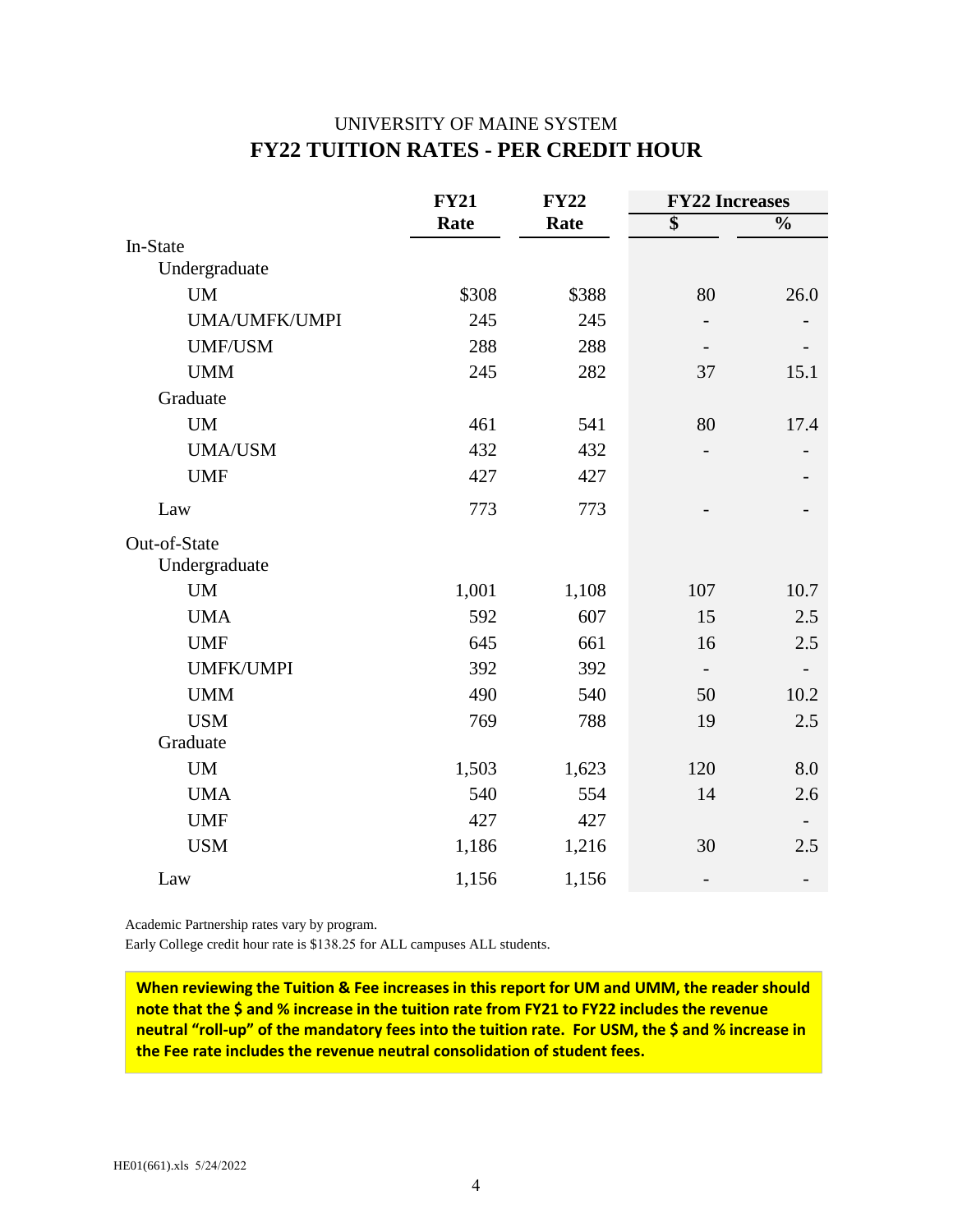UNIVERSITY OF MAINE SYSTEM

# FY22 TUITION RATES - PER CREDIT HOUR

| | FY21 Rate | FY22 Rate | FY22 Increases $ | FY22 Increases % |
|---|---|---|---|---|
| **In-State** | | | | |
| Undergraduate | | | | |
| UM | $308 | $388 | 80 | 26.0 |
| UMA/UMFK/UMPI | 245 | 245 | - | - |
| UMF/USM | 288 | 288 | - | - |
| UMM | 245 | 282 | 37 | 15.1 |
| Graduate | | | | |
| UM | 461 | 541 | 80 | 17.4 |
| UMA/USM | 432 | 432 | - | - |
| UMF | 427 | 427 | | - |
| Law | 773 | 773 | - | - |
| **Out-of-State** | | | | |
| Undergraduate | | | | |
| UM | 1,001 | 1,108 | 107 | 10.7 |
| UMA | 592 | 607 | 15 | 2.5 |
| UMF | 645 | 661 | 16 | 2.5 |
| UMFK/UMPI | 392 | 392 | - | - |
| UMM | 490 | 540 | 50 | 10.2 |
| USM | 769 | 788 | 19 | 2.5 |
| Graduate | | | | |
| UM | 1,503 | 1,623 | 120 | 8.0 |
| UMA | 540 | 554 | 14 | 2.6 |
| UMF | 427 | 427 | | - |
| USM | 1,186 | 1,216 | 30 | 2.5 |
| Law | 1,156 | 1,156 | - | - |

Academic Partnership rates vary by program.
Early College credit hour rate is $138.25 for ALL campuses ALL students.

**When reviewing the Tuition & Fee increases in this report for UM and UMM, the reader should note that the $ and % increase in the tuition rate from FY21 to FY22 includes the revenue neutral "roll-up" of the mandatory fees into the tuition rate. For USM, the $ and % increase in the Fee rate includes the revenue neutral consolidation of student fees.**

HE01(661).xls 5/24/2022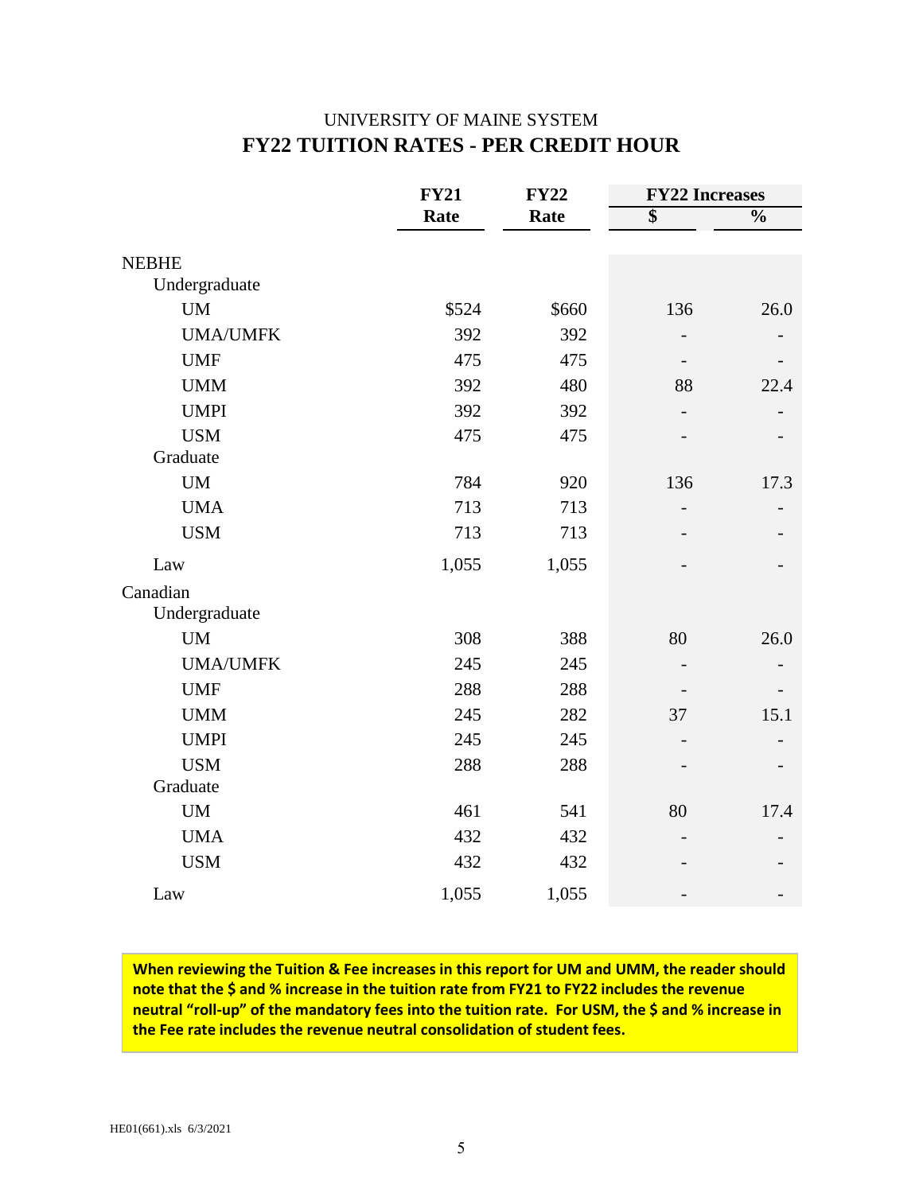UNIVERSITY OF MAINE SYSTEM

## FY22 TUITION RATES - PER CREDIT HOUR

| | FY21 Rate | FY22 Rate | FY22 Increases $ | FY22 Increases % |
|---|---|---|---|---|
| **NEBHE** | | | | |
| Undergraduate | | | | |
| UM | $524 | $660 | 136 | 26.0 |
| UMA/UMFK | 392 | 392 | - | - |
| UMF | 475 | 475 | - | - |
| UMM | 392 | 480 | 88 | 22.4 |
| UMPI | 392 | 392 | - | - |
| USM | 475 | 475 | - | - |
| Graduate | | | | |
| UM | 784 | 920 | 136 | 17.3 |
| UMA | 713 | 713 | - | - |
| USM | 713 | 713 | - | - |
| Law | 1,055 | 1,055 | - | - |
| **Canadian** | | | | |
| Undergraduate | | | | |
| UM | 308 | 388 | 80 | 26.0 |
| UMA/UMFK | 245 | 245 | - | - |
| UMF | 288 | 288 | - | - |
| UMM | 245 | 282 | 37 | 15.1 |
| UMPI | 245 | 245 | - | - |
| USM | 288 | 288 | - | - |
| Graduate | | | | |
| UM | 461 | 541 | 80 | 17.4 |
| UMA | 432 | 432 | - | - |
| USM | 432 | 432 | - | - |
| Law | 1,055 | 1,055 | - | - |

**When reviewing the Tuition & Fee increases in this report for UM and UMM, the reader should note that the $ and % increase in the tuition rate from FY21 to FY22 includes the revenue neutral "roll-up" of the mandatory fees into the tuition rate. For USM, the $ and % increase in the Fee rate includes the revenue neutral consolidation of student fees.**

HE01(661).xls 6/3/2021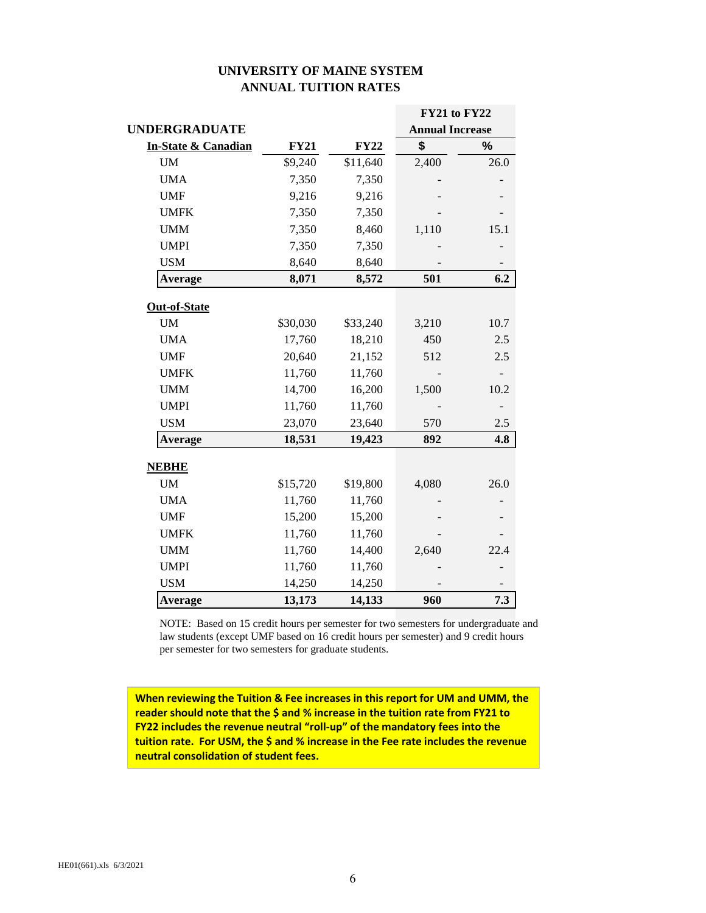# UNIVERSITY OF MAINE SYSTEM
## ANNUAL TUITION RATES

| UNDERGRADUATE | | | FY21 to FY22 Annual Increase | |
|---|---|---|---|---|
| **In-State & Canadian** | **FY21** | **FY22** | **$** | **%** |
| UM | $9,240 | $11,640 | 2,400 | 26.0 |
| UMA | 7,350 | 7,350 | - | - |
| UMF | 9,216 | 9,216 | - | - |
| UMFK | 7,350 | 7,350 | - | - |
| UMM | 7,350 | 8,460 | 1,110 | 15.1 |
| UMPI | 7,350 | 7,350 | - | - |
| USM | 8,640 | 8,640 | - | - |
| **Average** | **8,071** | **8,572** | **501** | **6.2** |
| **Out-of-State** | | | | |
| UM | $30,030 | $33,240 | 3,210 | 10.7 |
| UMA | 17,760 | 18,210 | 450 | 2.5 |
| UMF | 20,640 | 21,152 | 512 | 2.5 |
| UMFK | 11,760 | 11,760 | - | - |
| UMM | 14,700 | 16,200 | 1,500 | 10.2 |
| UMPI | 11,760 | 11,760 | - | - |
| USM | 23,070 | 23,640 | 570 | 2.5 |
| **Average** | **18,531** | **19,423** | **892** | **4.8** |
| **NEBHE** | | | | |
| UM | $15,720 | $19,800 | 4,080 | 26.0 |
| UMA | 11,760 | 11,760 | - | - |
| UMF | 15,200 | 15,200 | - | - |
| UMFK | 11,760 | 11,760 | - | - |
| UMM | 11,760 | 14,400 | 2,640 | 22.4 |
| UMPI | 11,760 | 11,760 | - | - |
| USM | 14,250 | 14,250 | - | - |
| **Average** | **13,173** | **14,133** | **960** | **7.3** |

NOTE: Based on 15 credit hours per semester for two semesters for undergraduate and law students (except UMF based on 16 credit hours per semester) and 9 credit hours per semester for two semesters for graduate students.

**When reviewing the Tuition & Fee increases in this report for UM and UMM, the reader should note that the $ and % increase in the tuition rate from FY21 to FY22 includes the revenue neutral "roll-up" of the mandatory fees into the tuition rate. For USM, the $ and % increase in the Fee rate includes the revenue neutral consolidation of student fees.**

HE01(661).xls 6/3/2021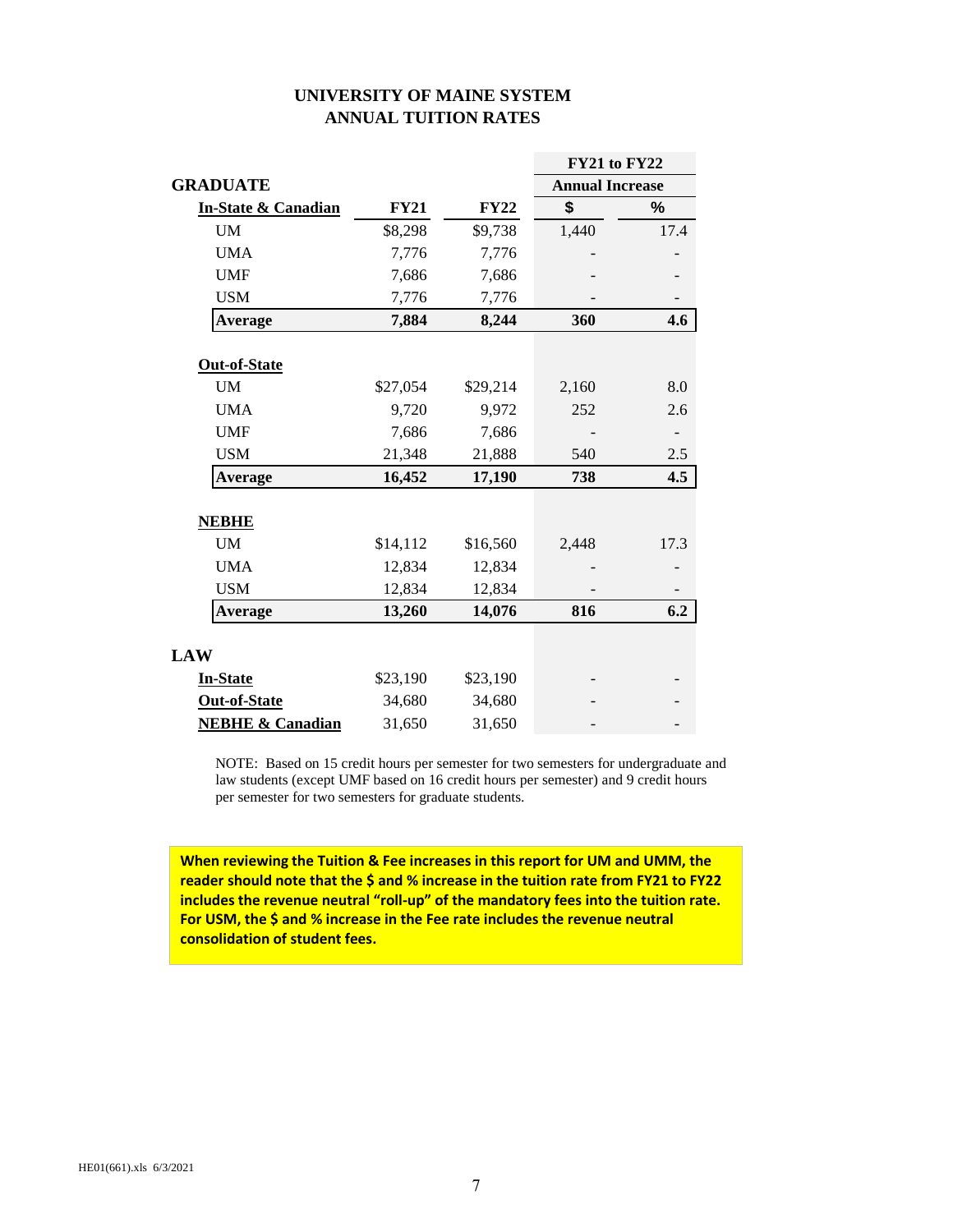# UNIVERSITY OF MAINE SYSTEM
# ANNUAL TUITION RATES

| | | | FY21 to FY22 Annual Increase | |
|---|---|---|---|---|
| **GRADUATE** | | | | |
| **In-State & Canadian** | **FY21** | **FY22** | **$** | **%** |
| UM | $8,298 | $9,738 | 1,440 | 17.4 |
| UMA | 7,776 | 7,776 | - | - |
| UMF | 7,686 | 7,686 | - | - |
| USM | 7,776 | 7,776 | - | - |
| **Average** | **7,884** | **8,244** | **360** | **4.6** |
| | | | | |
| **Out-of-State** | | | | |
| UM | $27,054 | $29,214 | 2,160 | 8.0 |
| UMA | 9,720 | 9,972 | 252 | 2.6 |
| UMF | 7,686 | 7,686 | - | - |
| USM | 21,348 | 21,888 | 540 | 2.5 |
| **Average** | **16,452** | **17,190** | **738** | **4.5** |
| | | | | |
| **NEBHE** | | | | |
| UM | $14,112 | $16,560 | 2,448 | 17.3 |
| UMA | 12,834 | 12,834 | - | - |
| USM | 12,834 | 12,834 | - | - |
| **Average** | **13,260** | **14,076** | **816** | **6.2** |
| | | | | |
| **LAW** | | | | |
| **In-State** | $23,190 | $23,190 | - | - |
| **Out-of-State** | 34,680 | 34,680 | - | - |
| **NEBHE & Canadian** | 31,650 | 31,650 | - | - |

NOTE: Based on 15 credit hours per semester for two semesters for undergraduate and law students (except UMF based on 16 credit hours per semester) and 9 credit hours per semester for two semesters for graduate students.

**When reviewing the Tuition & Fee increases in this report for UM and UMM, the reader should note that the $ and % increase in the tuition rate from FY21 to FY22 includes the revenue neutral "roll-up" of the mandatory fees into the tuition rate. For USM, the $ and % increase in the Fee rate includes the revenue neutral consolidation of student fees.**

HE01(661).xls 6/3/2021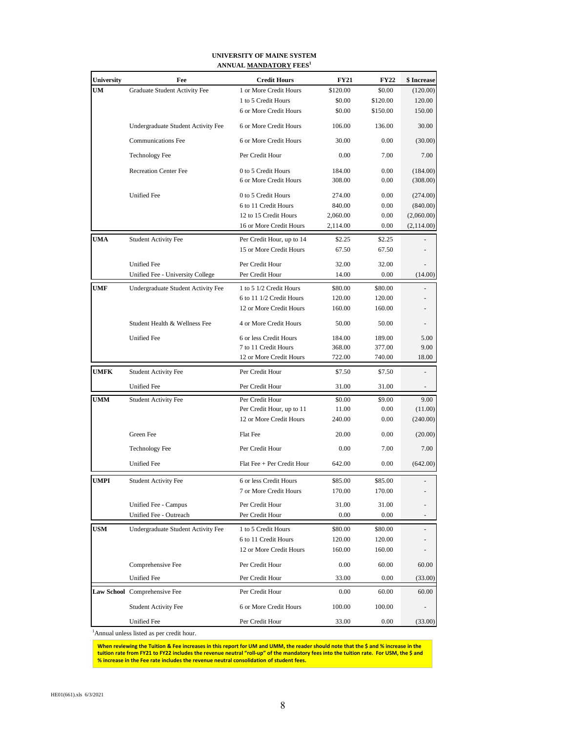**UNIVERSITY OF MAINE SYSTEM**
**ANNUAL MANDATORY FEES[1]**

| University | Fee | Credit Hours | FY21 | FY22 | $ Increase |
|---|---|---|---|---|---|
| UM | Graduate Student Activity Fee | 1 or More Credit Hours | $120.00 | $0.00 | (120.00) |
| | | 1 to 5 Credit Hours | $0.00 | $120.00 | 120.00 |
| | | 6 or More Credit Hours | $0.00 | $150.00 | 150.00 |
| | Undergraduate Student Activity Fee | 6 or More Credit Hours | 106.00 | 136.00 | 30.00 |
| | Communications Fee | 6 or More Credit Hours | 30.00 | 0.00 | (30.00) |
| | Technology Fee | Per Credit Hour | 0.00 | 7.00 | 7.00 |
| | Recreation Center Fee | 0 to 5 Credit Hours | 184.00 | 0.00 | (184.00) |
| | | 6 or More Credit Hours | 308.00 | 0.00 | (308.00) |
| | Unified Fee | 0 to 5 Credit Hours | 274.00 | 0.00 | (274.00) |
| | | 6 to 11 Credit Hours | 840.00 | 0.00 | (840.00) |
| | | 12 to 15 Credit Hours | 2,060.00 | 0.00 | (2,060.00) |
| | | 16 or More Credit Hours | 2,114.00 | 0.00 | (2,114.00) |
| UMA | Student Activity Fee | Per Credit Hour, up to 14 | $2.25 | $2.25 | - |
| | | 15 or More Credit Hours | 67.50 | 67.50 | - |
| | Unified Fee | Per Credit Hour | 32.00 | 32.00 | - |
| | Unified Fee - University College | Per Credit Hour | 14.00 | 0.00 | (14.00) |
| UMF | Undergraduate Student Activity Fee | 1 to 5 1/2 Credit Hours | $80.00 | $80.00 | - |
| | | 6 to 11 1/2 Credit Hours | 120.00 | 120.00 | - |
| | | 12 or More Credit Hours | 160.00 | 160.00 | - |
| | Student Health & Wellness Fee | 4 or More Credit Hours | 50.00 | 50.00 | - |
| | Unified Fee | 6 or less Credit Hours | 184.00 | 189.00 | 5.00 |
| | | 7 to 11 Credit Hours | 368.00 | 377.00 | 9.00 |
| | | 12 or More Credit Hours | 722.00 | 740.00 | 18.00 |
| UMFK | Student Activity Fee | Per Credit Hour | $7.50 | $7.50 | - |
| | Unified Fee | Per Credit Hour | 31.00 | 31.00 | - |
| UMM | Student Activity Fee | Per Credit Hour | $0.00 | $9.00 | 9.00 |
| | | Per Credit Hour, up to 11 | 11.00 | 0.00 | (11.00) |
| | | 12 or More Credit Hours | 240.00 | 0.00 | (240.00) |
| | Green Fee | Flat Fee | 20.00 | 0.00 | (20.00) |
| | Technology Fee | Per Credit Hour | 0.00 | 7.00 | 7.00 |
| | Unified Fee | Flat Fee + Per Credit Hour | 642.00 | 0.00 | (642.00) |
| UMPI | Student Activity Fee | 6 or less Credit Hours | $85.00 | $85.00 | - |
| | | 7 or More Credit Hours | 170.00 | 170.00 | - |
| | Unified Fee - Campus | Per Credit Hour | 31.00 | 31.00 | - |
| | Unified Fee - Outreach | Per Credit Hour | 0.00 | 0.00 | - |
| USM | Undergraduate Student Activity Fee | 1 to 5 Credit Hours | $80.00 | $80.00 | - |
| | | 6 to 11 Credit Hours | 120.00 | 120.00 | - |
| | | 12 or More Credit Hours | 160.00 | 160.00 | - |
| | Comprehensive Fee | Per Credit Hour | 0.00 | 60.00 | 60.00 |
| | Unified Fee | Per Credit Hour | 33.00 | 0.00 | (33.00) |
| Law School | Comprehensive Fee | Per Credit Hour | 0.00 | 60.00 | 60.00 |
| | Student Activity Fee | 6 or More Credit Hours | 100.00 | 100.00 | - |
| | Unified Fee | Per Credit Hour | 33.00 | 0.00 | (33.00) |

[1]Annual unless listed as per credit hour.

**When reviewing the Tuition & Fee increases in this report for UM and UMM, the reader should note that the $ and % increase in the tuition rate from FY21 to FY22 includes the revenue neutral "roll-up" of the mandatory fees into the tuition rate. For USM, the $ and % increase in the Fee rate includes the revenue neutral consolidation of student fees.**

HE01(661).xls 6/3/2021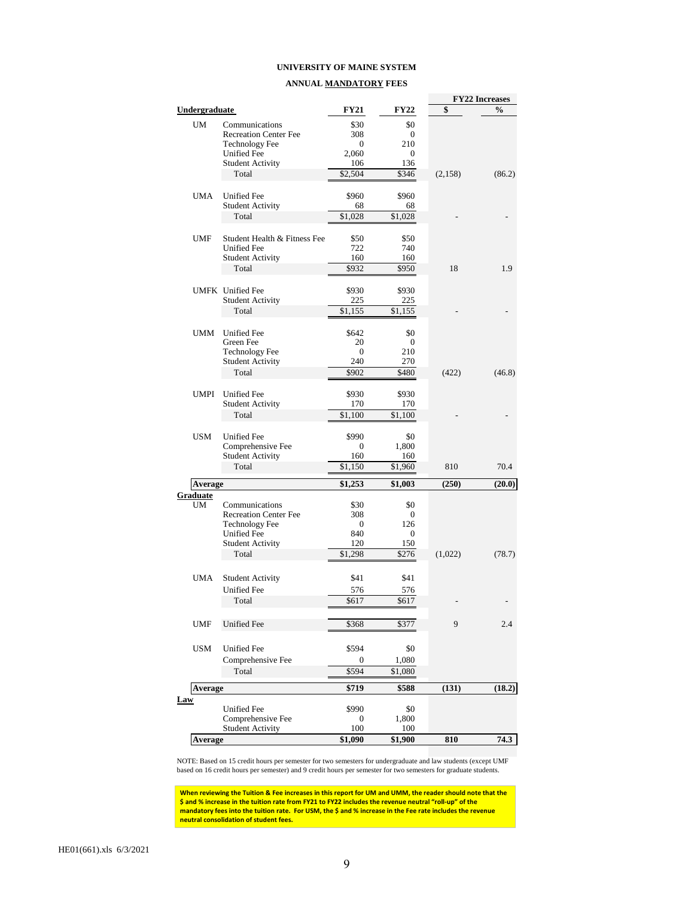# UNIVERSITY OF MAINE SYSTEM

## ANNUAL MANDATORY FEES

| Undergraduate | | FY21 | FY22 | FY22 Increases $ | FY22 Increases % |
|---|---|---|---|---|---|
| UM | Communications | $30 | $0 | | |
| | Recreation Center Fee | 308 | 0 | | |
| | Technology Fee | 0 | 210 | | |
| | Unified Fee | 2,060 | 0 | | |
| | Student Activity | 106 | 136 | | |
| | Total | $2,504 | $346 | (2,158) | (86.2) |
| UMA | Unified Fee | $960 | $960 | | |
| | Student Activity | 68 | 68 | | |
| | Total | $1,028 | $1,028 | - | - |
| UMF | Student Health & Fitness Fee | $50 | $50 | | |
| | Unified Fee | 722 | 740 | | |
| | Student Activity | 160 | 160 | | |
| | Total | $932 | $950 | 18 | 1.9 |
| UMFK | Unified Fee | $930 | $930 | | |
| | Student Activity | 225 | 225 | | |
| | Total | $1,155 | $1,155 | - | - |
| UMM | Unified Fee | $642 | $0 | | |
| | Green Fee | 20 | 0 | | |
| | Technology Fee | 0 | 210 | | |
| | Student Activity | 240 | 270 | | |
| | Total | $902 | $480 | (422) | (46.8) |
| UMPI | Unified Fee | $930 | $930 | | |
| | Student Activity | 170 | 170 | | |
| | Total | $1,100 | $1,100 | - | - |
| USM | Unified Fee | $990 | $0 | | |
| | Comprehensive Fee | 0 | 1,800 | | |
| | Student Activity | 160 | 160 | | |
| | Total | $1,150 | $1,960 | 810 | 70.4 |
| **Average** | | **$1,253** | **$1,003** | **(250)** | **(20.0)** |
| **Graduate** | | | | | |
| UM | Communications | $30 | $0 | | |
| | Recreation Center Fee | 308 | 0 | | |
| | Technology Fee | 0 | 126 | | |
| | Unified Fee | 840 | 0 | | |
| | Student Activity | 120 | 150 | | |
| | Total | $1,298 | $276 | (1,022) | (78.7) |
| UMA | Student Activity | $41 | $41 | | |
| | Unified Fee | 576 | 576 | | |
| | Total | $617 | $617 | - | - |
| UMF | Unified Fee | $368 | $377 | 9 | 2.4 |
| USM | Unified Fee | $594 | $0 | | |
| | Comprehensive Fee | 0 | 1,080 | | |
| | Total | $594 | $1,080 | | |
| **Average** | | **$719** | **$588** | **(131)** | **(18.2)** |
| **Law** | | | | | |
| | Unified Fee | $990 | $0 | | |
| | Comprehensive Fee | 0 | 1,800 | | |
| | Student Activity | 100 | 100 | | |
| **Average** | | **$1,090** | **$1,900** | **810** | **74.3** |

NOTE: Based on 15 credit hours per semester for two semesters for undergraduate and law students (except UMF based on 16 credit hours per semester) and 9 credit hours per semester for two semesters for graduate students.

**When reviewing the Tuition & Fee increases in this report for UM and UMM, the reader should note that the $ and % increase in the tuition rate from FY21 to FY22 includes the revenue neutral "roll-up" of the mandatory fees into the tuition rate. For USM, the $ and % increase in the Fee rate includes the revenue neutral consolidation of student fees.**

HE01(661).xls 6/3/2021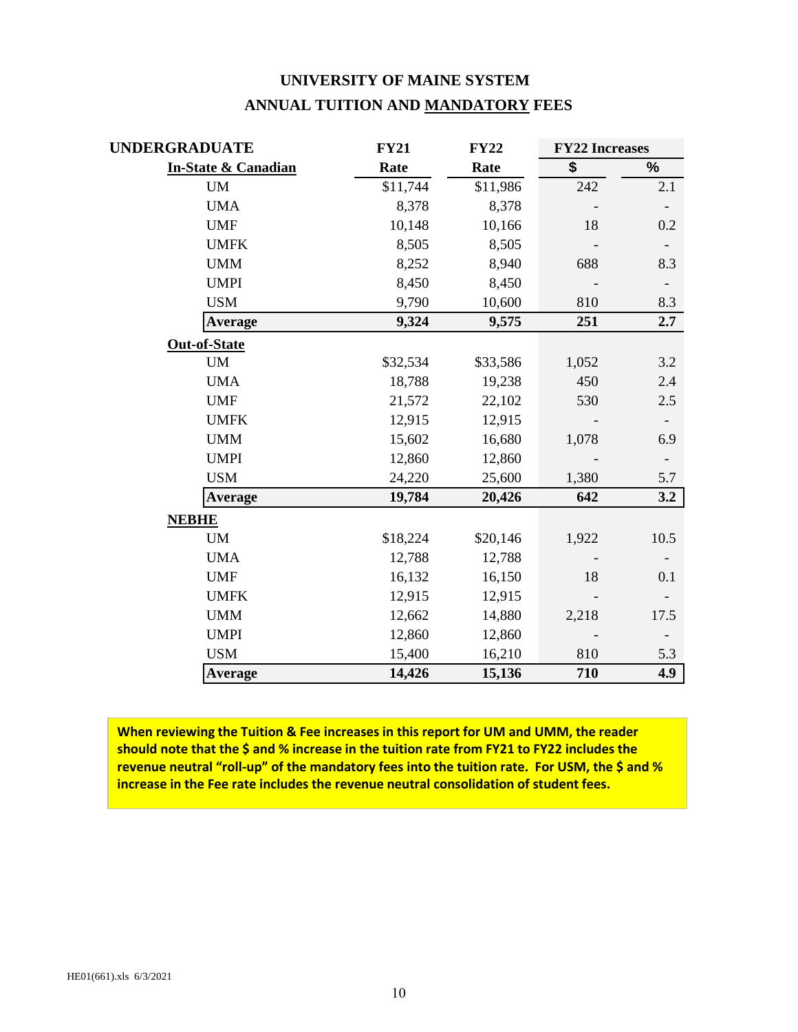# UNIVERSITY OF MAINE SYSTEM
## ANNUAL TUITION AND MANDATORY FEES

| UNDERGRADUATE | FY21 | FY22 | FY22 Increases | |
|---|---|---|---|---|
| **In-State & Canadian** | **Rate** | **Rate** | **$** | **%** |
| UM | $11,744 | $11,986 | 242 | 2.1 |
| UMA | 8,378 | 8,378 | - | - |
| UMF | 10,148 | 10,166 | 18 | 0.2 |
| UMFK | 8,505 | 8,505 | - | - |
| UMM | 8,252 | 8,940 | 688 | 8.3 |
| UMPI | 8,450 | 8,450 | - | - |
| USM | 9,790 | 10,600 | 810 | 8.3 |
| **Average** | **9,324** | **9,575** | **251** | **2.7** |
| **Out-of-State** | | | | |
| UM | $32,534 | $33,586 | 1,052 | 3.2 |
| UMA | 18,788 | 19,238 | 450 | 2.4 |
| UMF | 21,572 | 22,102 | 530 | 2.5 |
| UMFK | 12,915 | 12,915 | - | - |
| UMM | 15,602 | 16,680 | 1,078 | 6.9 |
| UMPI | 12,860 | 12,860 | - | - |
| USM | 24,220 | 25,600 | 1,380 | 5.7 |
| **Average** | **19,784** | **20,426** | **642** | **3.2** |
| **NEBHE** | | | | |
| UM | $18,224 | $20,146 | 1,922 | 10.5 |
| UMA | 12,788 | 12,788 | - | - |
| UMF | 16,132 | 16,150 | 18 | 0.1 |
| UMFK | 12,915 | 12,915 | - | - |
| UMM | 12,662 | 14,880 | 2,218 | 17.5 |
| UMPI | 12,860 | 12,860 | - | - |
| USM | 15,400 | 16,210 | 810 | 5.3 |
| **Average** | **14,426** | **15,136** | **710** | **4.9** |

**When reviewing the Tuition & Fee increases in this report for UM and UMM, the reader should note that the $ and % increase in the tuition rate from FY21 to FY22 includes the revenue neutral "roll-up" of the mandatory fees into the tuition rate. For USM, the $ and % increase in the Fee rate includes the revenue neutral consolidation of student fees.**

HE01(661).xls 6/3/2021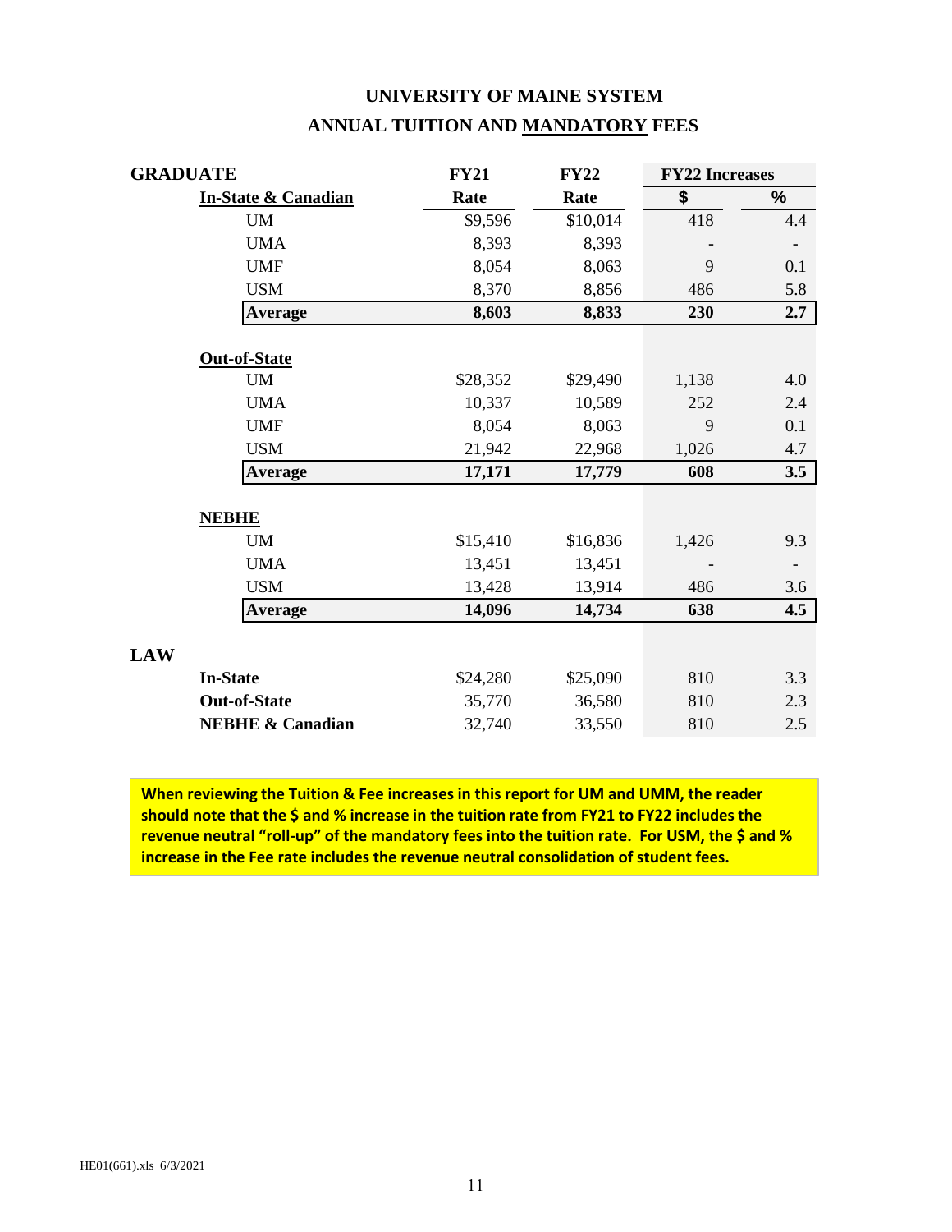# UNIVERSITY OF MAINE SYSTEM
## ANNUAL TUITION AND MANDATORY FEES

| GRADUATE | FY21 | FY22 | FY22 Increases | |
|---|---|---|---|---|
| **In-State & Canadian** | **Rate** | **Rate** | **$** | **%** |
| UM | $9,596 | $10,014 | 418 | 4.4 |
| UMA | 8,393 | 8,393 | - | - |
| UMF | 8,054 | 8,063 | 9 | 0.1 |
| USM | 8,370 | 8,856 | 486 | 5.8 |
| **Average** | **8,603** | **8,833** | **230** | **2.7** |
| **Out-of-State** | | | | |
| UM | $28,352 | $29,490 | 1,138 | 4.0 |
| UMA | 10,337 | 10,589 | 252 | 2.4 |
| UMF | 8,054 | 8,063 | 9 | 0.1 |
| USM | 21,942 | 22,968 | 1,026 | 4.7 |
| **Average** | **17,171** | **17,779** | **608** | **3.5** |
| **NEBHE** | | | | |
| UM | $15,410 | $16,836 | 1,426 | 9.3 |
| UMA | 13,451 | 13,451 | - | - |
| USM | 13,428 | 13,914 | 486 | 3.6 |
| **Average** | **14,096** | **14,734** | **638** | **4.5** |
| **LAW** | | | | |
| **In-State** | $24,280 | $25,090 | 810 | 3.3 |
| **Out-of-State** | 35,770 | 36,580 | 810 | 2.3 |
| **NEBHE & Canadian** | 32,740 | 33,550 | 810 | 2.5 |

**When reviewing the Tuition & Fee increases in this report for UM and UMM, the reader should note that the $ and % increase in the tuition rate from FY21 to FY22 includes the revenue neutral "roll-up" of the mandatory fees into the tuition rate. For USM, the $ and % increase in the Fee rate includes the revenue neutral consolidation of student fees.**

HE01(661).xls 6/3/2021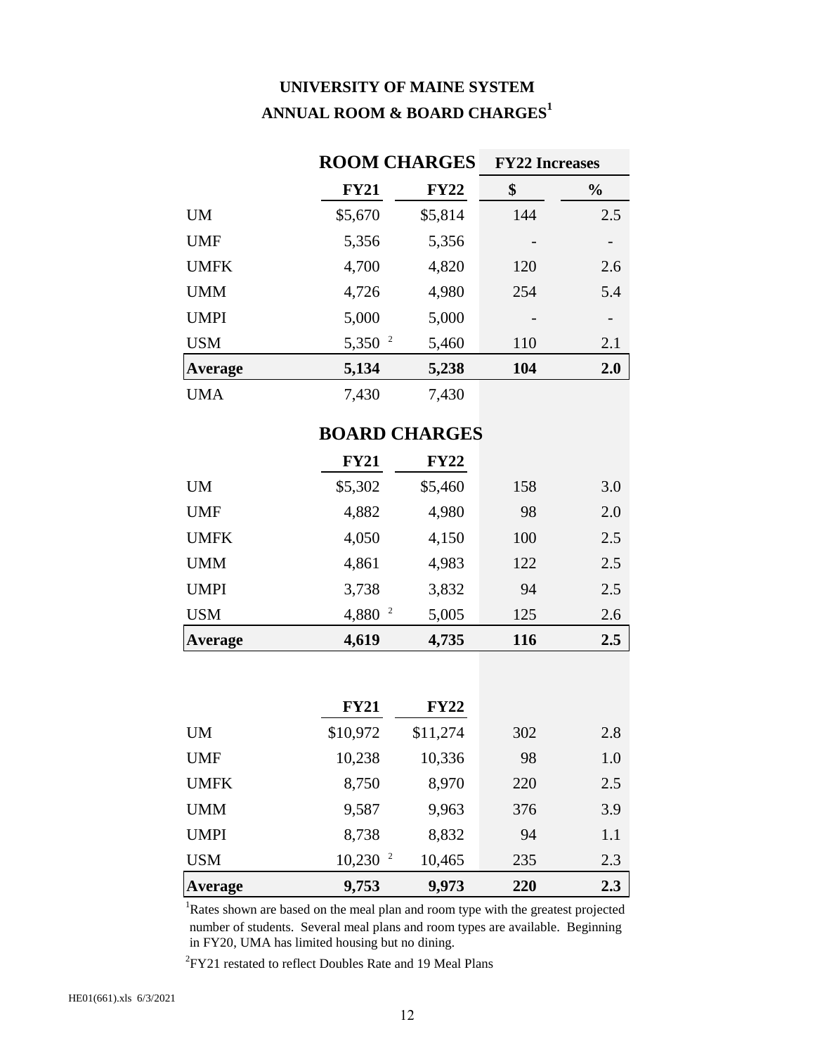# UNIVERSITY OF MAINE SYSTEM
## ANNUAL ROOM & BOARD CHARGES[1]

| | ROOM CHARGES | | FY22 Increases | |
|---|---|---|---|---|
| | **FY21** | **FY22** | **$** | **%** |
| UM | $5,670 | $5,814 | 144 | 2.5 |
| UMF | 5,356 | 5,356 | - | - |
| UMFK | 4,700 | 4,820 | 120 | 2.6 |
| UMM | 4,726 | 4,980 | 254 | 5.4 |
| UMPI | 5,000 | 5,000 | - | - |
| USM | 5,350 [2] | 5,460 | 110 | 2.1 |
| **Average** | **5,134** | **5,238** | **104** | **2.0** |
| UMA | 7,430 | 7,430 | | |

| | BOARD CHARGES | | | |
|---|---|---|---|---|
| | **FY21** | **FY22** | | |
| UM | $5,302 | $5,460 | 158 | 3.0 |
| UMF | 4,882 | 4,980 | 98 | 2.0 |
| UMFK | 4,050 | 4,150 | 100 | 2.5 |
| UMM | 4,861 | 4,983 | 122 | 2.5 |
| UMPI | 3,738 | 3,832 | 94 | 2.5 |
| USM | 4,880 [2] | 5,005 | 125 | 2.6 |
| **Average** | **4,619** | **4,735** | **116** | **2.5** |

| | **FY21** | **FY22** | | |
|---|---|---|---|---|
| UM | $10,972 | $11,274 | 302 | 2.8 |
| UMF | 10,238 | 10,336 | 98 | 1.0 |
| UMFK | 8,750 | 8,970 | 220 | 2.5 |
| UMM | 9,587 | 9,963 | 376 | 3.9 |
| UMPI | 8,738 | 8,832 | 94 | 1.1 |
| USM | 10,230 [2] | 10,465 | 235 | 2.3 |
| **Average** | **9,753** | **9,973** | **220** | **2.3** |

[1]Rates shown are based on the meal plan and room type with the greatest projected number of students. Several meal plans and room types are available. Beginning in FY20, UMA has limited housing but no dining.

[2]FY21 restated to reflect Doubles Rate and 19 Meal Plans

HE01(661).xls 6/3/2021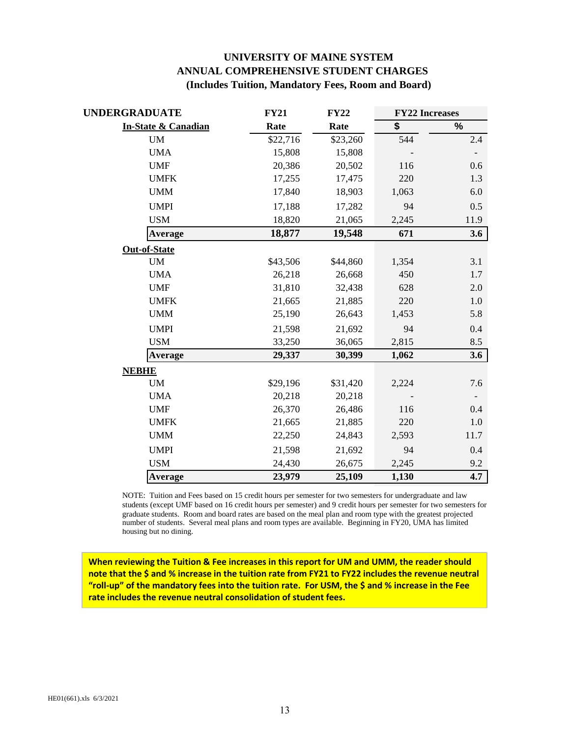# UNIVERSITY OF MAINE SYSTEM
## ANNUAL COMPREHENSIVE STUDENT CHARGES
### (Includes Tuition, Mandatory Fees, Room and Board)

| UNDERGRADUATE | FY21 | FY22 | FY22 Increases | |
|---|---|---|---|---|
| **In-State & Canadian** | **Rate** | **Rate** | **$** | **%** |
| UM | $22,716 | $23,260 | 544 | 2.4 |
| UMA | 15,808 | 15,808 | - | - |
| UMF | 20,386 | 20,502 | 116 | 0.6 |
| UMFK | 17,255 | 17,475 | 220 | 1.3 |
| UMM | 17,840 | 18,903 | 1,063 | 6.0 |
| UMPI | 17,188 | 17,282 | 94 | 0.5 |
| USM | 18,820 | 21,065 | 2,245 | 11.9 |
| **Average** | **18,877** | **19,548** | **671** | **3.6** |
| **Out-of-State** | | | | |
| UM | $43,506 | $44,860 | 1,354 | 3.1 |
| UMA | 26,218 | 26,668 | 450 | 1.7 |
| UMF | 31,810 | 32,438 | 628 | 2.0 |
| UMFK | 21,665 | 21,885 | 220 | 1.0 |
| UMM | 25,190 | 26,643 | 1,453 | 5.8 |
| UMPI | 21,598 | 21,692 | 94 | 0.4 |
| USM | 33,250 | 36,065 | 2,815 | 8.5 |
| **Average** | **29,337** | **30,399** | **1,062** | **3.6** |
| **NEBHE** | | | | |
| UM | $29,196 | $31,420 | 2,224 | 7.6 |
| UMA | 20,218 | 20,218 | - | - |
| UMF | 26,370 | 26,486 | 116 | 0.4 |
| UMFK | 21,665 | 21,885 | 220 | 1.0 |
| UMM | 22,250 | 24,843 | 2,593 | 11.7 |
| UMPI | 21,598 | 21,692 | 94 | 0.4 |
| USM | 24,430 | 26,675 | 2,245 | 9.2 |
| **Average** | **23,979** | **25,109** | **1,130** | **4.7** |

NOTE: Tuition and Fees based on 15 credit hours per semester for two semesters for undergraduate and law students (except UMF based on 16 credit hours per semester) and 9 credit hours per semester for two semesters for graduate students. Room and board rates are based on the meal plan and room type with the greatest projected number of students. Several meal plans and room types are available. Beginning in FY20, UMA has limited housing but no dining.

**When reviewing the Tuition & Fee increases in this report for UM and UMM, the reader should note that the $ and % increase in the tuition rate from FY21 to FY22 includes the revenue neutral "roll-up" of the mandatory fees into the tuition rate. For USM, the $ and % increase in the Fee rate includes the revenue neutral consolidation of student fees.**

HE01(661).xls 6/3/2021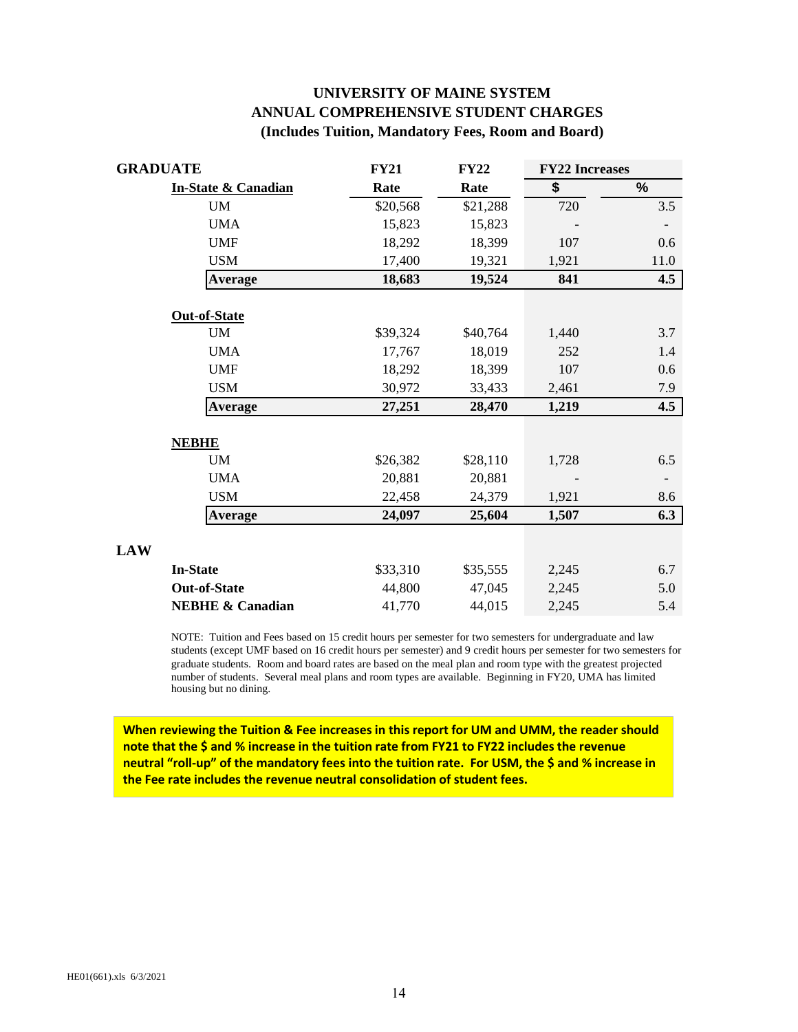# UNIVERSITY OF MAINE SYSTEM
# ANNUAL COMPREHENSIVE STUDENT CHARGES
## (Includes Tuition, Mandatory Fees, Room and Board)

| GRADUATE | FY21 | FY22 | FY22 Increases | |
|---|---|---|---|---|
| **In-State & Canadian** | **Rate** | **Rate** | **$** | **%** |
| UM | $20,568 | $21,288 | 720 | 3.5 |
| UMA | 15,823 | 15,823 | - | - |
| UMF | 18,292 | 18,399 | 107 | 0.6 |
| USM | 17,400 | 19,321 | 1,921 | 11.0 |
| **Average** | **18,683** | **19,524** | **841** | **4.5** |
| | | | | |
| **Out-of-State** | | | | |
| UM | $39,324 | $40,764 | 1,440 | 3.7 |
| UMA | 17,767 | 18,019 | 252 | 1.4 |
| UMF | 18,292 | 18,399 | 107 | 0.6 |
| USM | 30,972 | 33,433 | 2,461 | 7.9 |
| **Average** | **27,251** | **28,470** | **1,219** | **4.5** |
| | | | | |
| **NEBHE** | | | | |
| UM | $26,382 | $28,110 | 1,728 | 6.5 |
| UMA | 20,881 | 20,881 | - | - |
| USM | 22,458 | 24,379 | 1,921 | 8.6 |
| **Average** | **24,097** | **25,604** | **1,507** | **6.3** |
| | | | | |
| **LAW** | | | | |
| **In-State** | $33,310 | $35,555 | 2,245 | 6.7 |
| **Out-of-State** | 44,800 | 47,045 | 2,245 | 5.0 |
| **NEBHE & Canadian** | 41,770 | 44,015 | 2,245 | 5.4 |

NOTE: Tuition and Fees based on 15 credit hours per semester for two semesters for undergraduate and law students (except UMF based on 16 credit hours per semester) and 9 credit hours per semester for two semesters for graduate students. Room and board rates are based on the meal plan and room type with the greatest projected number of students. Several meal plans and room types are available. Beginning in FY20, UMA has limited housing but no dining.

**When reviewing the Tuition & Fee increases in this report for UM and UMM, the reader should note that the $ and % increase in the tuition rate from FY21 to FY22 includes the revenue neutral "roll-up" of the mandatory fees into the tuition rate. For USM, the $ and % increase in the Fee rate includes the revenue neutral consolidation of student fees.**

HE01(661).xls 6/3/2021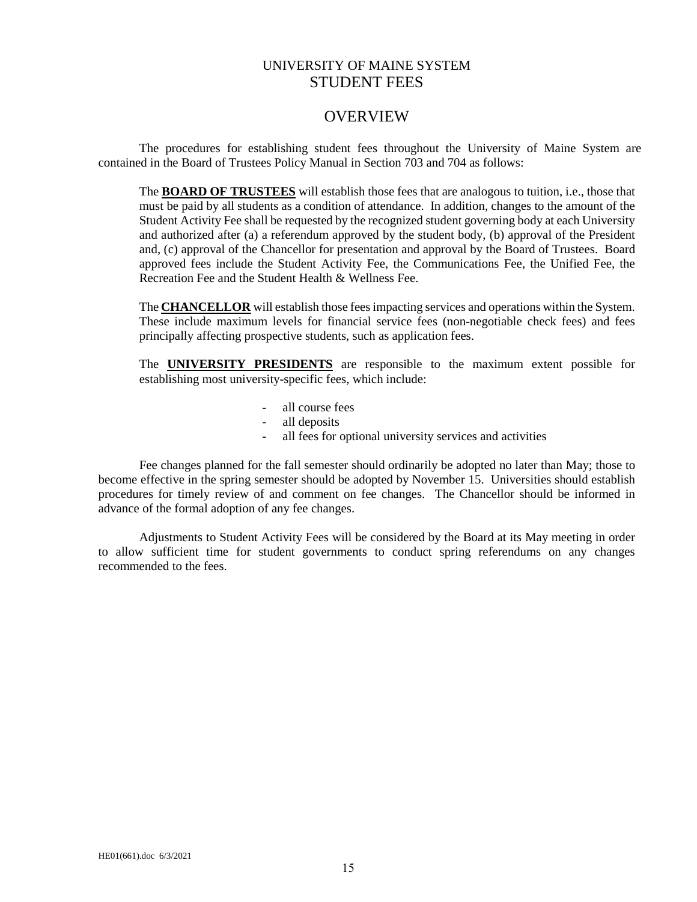# UNIVERSITY OF MAINE SYSTEM
# STUDENT FEES

## OVERVIEW

The procedures for establishing student fees throughout the University of Maine System are contained in the Board of Trustees Policy Manual in Section 703 and 704 as follows:

The **BOARD OF TRUSTEES** will establish those fees that are analogous to tuition, i.e., those that must be paid by all students as a condition of attendance. In addition, changes to the amount of the Student Activity Fee shall be requested by the recognized student governing body at each University and authorized after (a) a referendum approved by the student body, (b) approval of the President and, (c) approval of the Chancellor for presentation and approval by the Board of Trustees. Board approved fees include the Student Activity Fee, the Communications Fee, the Unified Fee, the Recreation Fee and the Student Health & Wellness Fee.

The **CHANCELLOR** will establish those fees impacting services and operations within the System. These include maximum levels for financial service fees (non-negotiable check fees) and fees principally affecting prospective students, such as application fees.

The **UNIVERSITY PRESIDENTS** are responsible to the maximum extent possible for establishing most university-specific fees, which include:

- all course fees
- all deposits
- all fees for optional university services and activities

Fee changes planned for the fall semester should ordinarily be adopted no later than May; those to become effective in the spring semester should be adopted by November 15. Universities should establish procedures for timely review of and comment on fee changes. The Chancellor should be informed in advance of the formal adoption of any fee changes.

Adjustments to Student Activity Fees will be considered by the Board at its May meeting in order to allow sufficient time for student governments to conduct spring referendums on any changes recommended to the fees.

HE01(661).doc 6/3/2021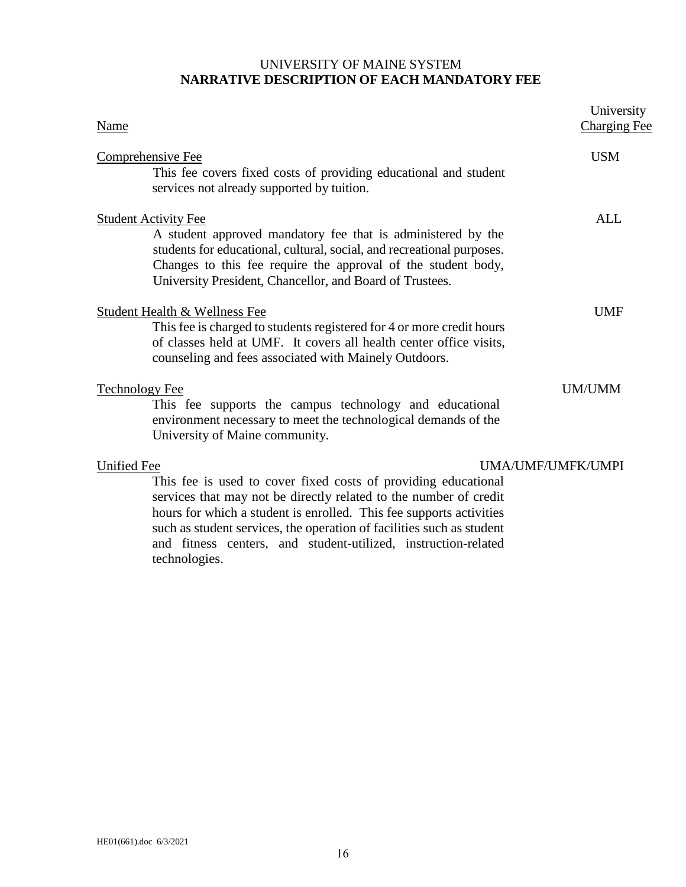# UNIVERSITY OF MAINE SYSTEM
## NARRATIVE DESCRIPTION OF EACH MANDATORY FEE

| Name | University Charging Fee |
|---|---|
| **Comprehensive Fee**<br>This fee covers fixed costs of providing educational and student services not already supported by tuition. | USM |
| **Student Activity Fee**<br>A student approved mandatory fee that is administered by the students for educational, cultural, social, and recreational purposes. Changes to this fee require the approval of the student body, University President, Chancellor, and Board of Trustees. | ALL |
| **Student Health & Wellness Fee**<br>This fee is charged to students registered for 4 or more credit hours of classes held at UMF. It covers all health center office visits, counseling and fees associated with Mainely Outdoors. | UMF |
| **Technology Fee**<br>This fee supports the campus technology and educational environment necessary to meet the technological demands of the University of Maine community. | UM/UMM |
| **Unified Fee**<br>This fee is used to cover fixed costs of providing educational services that may not be directly related to the number of credit hours for which a student is enrolled. This fee supports activities such as student services, the operation of facilities such as student and fitness centers, and student-utilized, instruction-related technologies. | UMA/UMF/UMFK/UMPI |

HE01(661).doc 6/3/2021